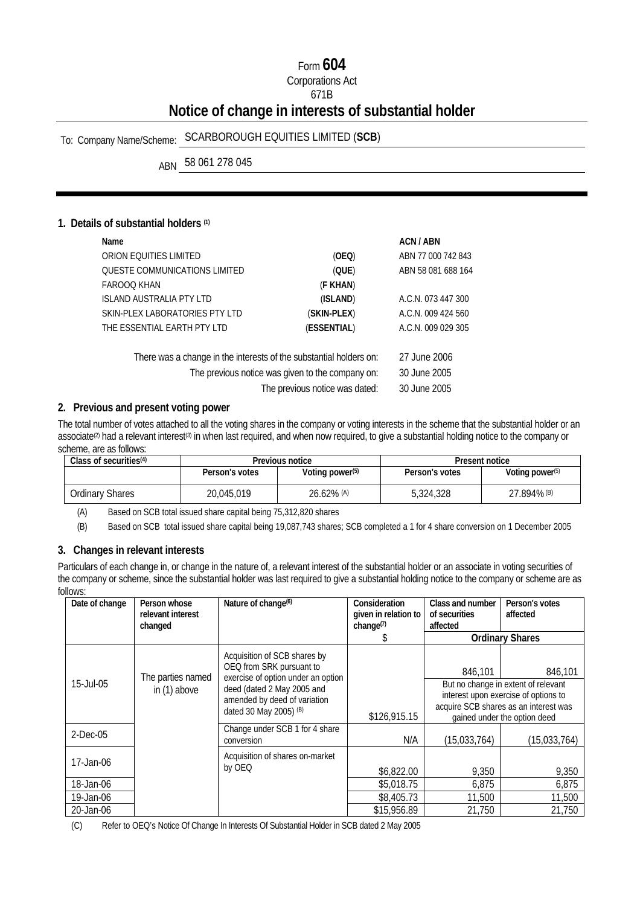Form **604**

Corporations Act

671B

# Notice of change in interests of substantial holder

To: Company Name/Scheme: SCARBOROUGH EQUITIES LIMITED (**SCB**)

ABN 58 061 278 045

## 1. Details of substantial holders [(1)]

| Name | | ACN / ABN |
|---|---|---|
| ORION EQUITIES LIMITED | (**OEQ**) | ABN 77 000 742 843 |
| QUESTE COMMUNICATIONS LIMITED | (**QUE**) | ABN 58 081 688 164 |
| FAROOQ KHAN | (**F KHAN**) | |
| ISLAND AUSTRALIA PTY LTD | (**ISLAND**) | A.C.N. 073 447 300 |
| SKIN-PLEX LABORATORIES PTY LTD | (**SKIN-PLEX**) | A.C.N. 009 424 560 |
| THE ESSENTIAL EARTH PTY LTD | (**ESSENTIAL**) | A.C.N. 009 029 305 |

There was a change in the interests of the substantial holders on: 27 June 2006

The previous notice was given to the company on: 30 June 2005

The previous notice was dated: 30 June 2005

## 2. Previous and present voting power

The total number of votes attached to all the voting shares in the company or voting interests in the scheme that the substantial holder or an associate[(2)] had a relevant interest[(3)] in when last required, and when now required, to give a substantial holding notice to the company or scheme, are as follows:

| Class of securities[(4)] | Previous notice | | Present notice | |
|---|---|---|---|---|
| | Person's votes | Voting power[(5)] | Person's votes | Voting power[(5)] |
| Ordinary Shares | 20,045,019 | 26.62% (A) | 5,324,328 | 27.894% (B) |

(A) Based on SCB total issued share capital being 75,312,820 shares

(B) Based on SCB total issued share capital being 19,087,743 shares; SCB completed a 1 for 4 share conversion on 1 December 2005

## 3. Changes in relevant interests

Particulars of each change in, or change in the nature of, a relevant interest of the substantial holder or an associate in voting securities of the company or scheme, since the substantial holder was last required to give a substantial holding notice to the company or scheme are as follows:

| Date of change | Person whose relevant interest changed | Nature of change[(6)] | Consideration given in relation to change[(7)] | Class and number of securities affected | Person's votes affected |
|---|---|---|---|---|---|
| | | | $ | Ordinary Shares | |
| 15-Jul-05 | The parties named in (1) above | Acquisition of SCB shares by OEQ from SRK pursuant to exercise of option under an option deed (dated 2 May 2005 and amended by deed of variation dated 30 May 2005) (B) | $126,915.15 | 846,101<br>But no change in extent of relevant interest upon exercise of options to acquire SCB shares as an interest was gained under the option deed | 846,101 |
| 2-Dec-05 | | Change under SCB 1 for 4 share conversion | N/A | (15,033,764) | (15,033,764) |
| 17-Jan-06 | | Acquisition of shares on-market by OEQ | $6,822.00 | 9,350 | 9,350 |
| 18-Jan-06 | | | $5,018.75 | 6,875 | 6,875 |
| 19-Jan-06 | | | $8,405.73 | 11,500 | 11,500 |
| 20-Jan-06 | | | $15,956.89 | 21,750 | 21,750 |

(C) Refer to OEQ's Notice Of Change In Interests Of Substantial Holder in SCB dated 2 May 2005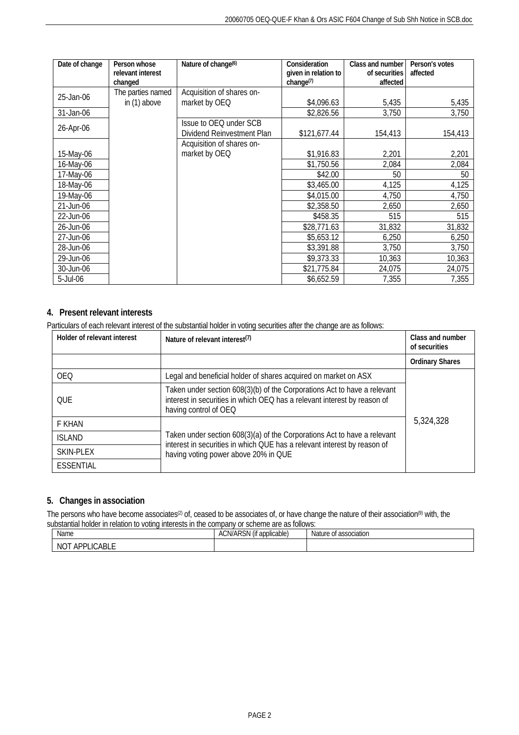| Date of change | Person whose relevant interest changed | Nature of change[6] | Consideration given in relation to change[7] | Class and number of securities affected | Person's votes affected |
|---|---|---|---|---|---|
| 25-Jan-06 | The parties named in (1) above | Acquisition of shares on-market by OEQ | $4,096.63 | 5,435 | 5,435 |
| 31-Jan-06 | | | $2,826.56 | 3,750 | 3,750 |
| 26-Apr-06 | | Issue to OEQ under SCB Dividend Reinvestment Plan | $121,677.44 | 154,413 | 154,413 |
| 15-May-06 | | Acquisition of shares on-market by OEQ | $1,916.83 | 2,201 | 2,201 |
| 16-May-06 | | | $1,750.56 | 2,084 | 2,084 |
| 17-May-06 | | | $42.00 | 50 | 50 |
| 18-May-06 | | | $3,465.00 | 4,125 | 4,125 |
| 19-May-06 | | | $4,015.00 | 4,750 | 4,750 |
| 21-Jun-06 | | | $2,358.50 | 2,650 | 2,650 |
| 22-Jun-06 | | | $458.35 | 515 | 515 |
| 26-Jun-06 | | | $28,771.63 | 31,832 | 31,832 |
| 27-Jun-06 | | | $5,653.12 | 6,250 | 6,250 |
| 28-Jun-06 | | | $3,391.88 | 3,750 | 3,750 |
| 29-Jun-06 | | | $9,373.33 | 10,363 | 10,363 |
| 30-Jun-06 | | | $21,775.84 | 24,075 | 24,075 |
| 5-Jul-06 | | | $6,652.59 | 7,355 | 7,355 |

## 4. Present relevant interests

Particulars of each relevant interest of the substantial holder in voting securities after the change are as follows:

| Holder of relevant interest | Nature of relevant interest[7] | Class and number of securities |
|---|---|---|
| | | Ordinary Shares |
| OEQ | Legal and beneficial holder of shares acquired on market on ASX | 5,324,328 |
| QUE | Taken under section 608(3)(b) of the Corporations Act to have a relevant interest in securities in which OEQ has a relevant interest by reason of having control of OEQ | |
| F KHAN | Taken under section 608(3)(a) of the Corporations Act to have a relevant interest in securities in which QUE has a relevant interest by reason of having voting power above 20% in QUE | |
| ISLAND | | |
| SKIN-PLEX | | |
| ESSENTIAL | | |

## 5. Changes in association

The persons who have become associates[2] of, ceased to be associates of, or have change the nature of their association[9] with, the substantial holder in relation to voting interests in the company or scheme are as follows:

| Name | ACN/ARSN (if applicable) | Nature of association |
|---|---|---|
| NOT APPLICABLE | | |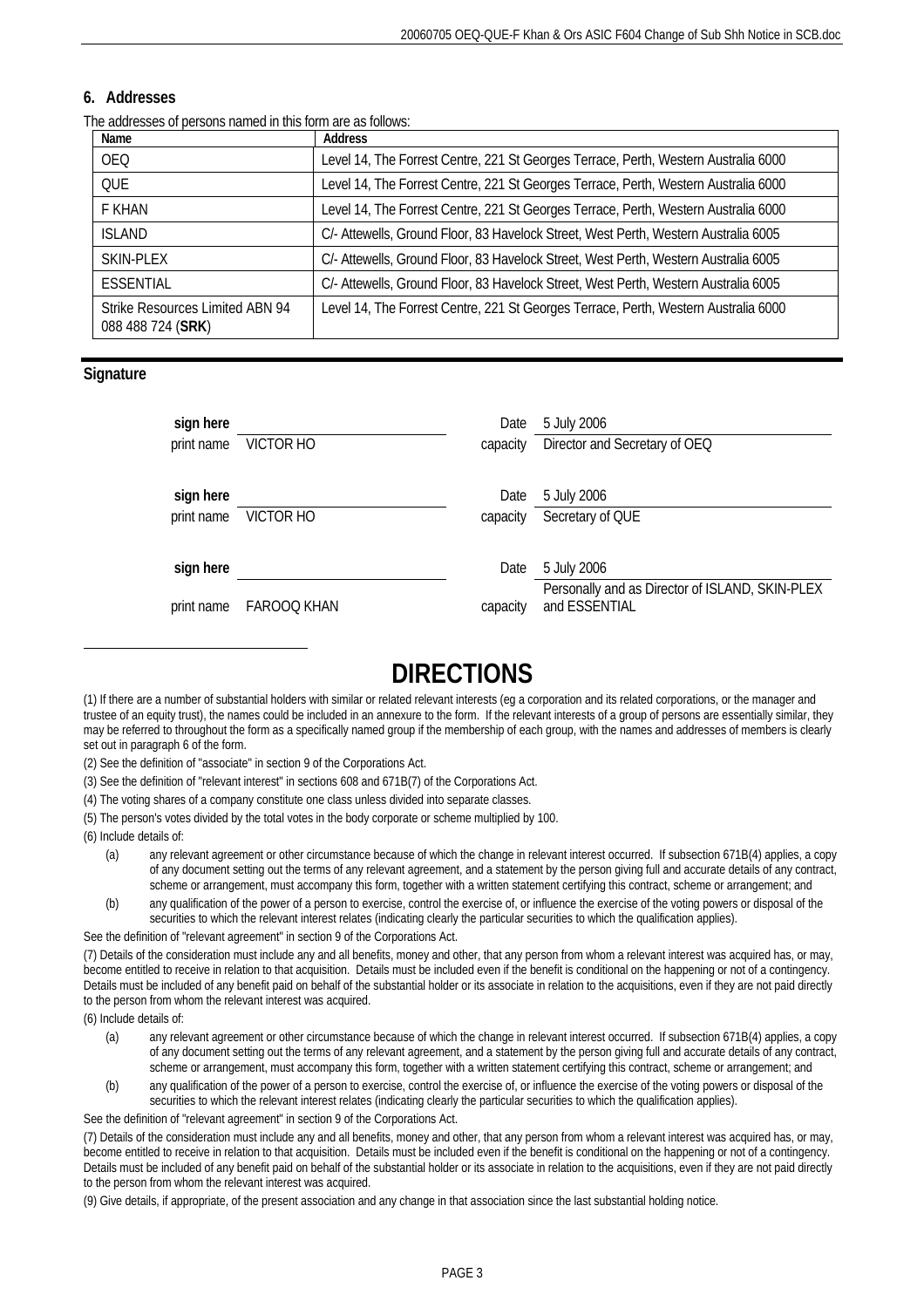## 6. Addresses

The addresses of persons named in this form are as follows:

| Name | Address |
|---|---|
| OEQ | Level 14, The Forrest Centre, 221 St Georges Terrace, Perth, Western Australia 6000 |
| QUE | Level 14, The Forrest Centre, 221 St Georges Terrace, Perth, Western Australia 6000 |
| F KHAN | Level 14, The Forrest Centre, 221 St Georges Terrace, Perth, Western Australia 6000 |
| ISLAND | C/- Attewells, Ground Floor, 83 Havelock Street, West Perth, Western Australia 6005 |
| SKIN-PLEX | C/- Attewells, Ground Floor, 83 Havelock Street, West Perth, Western Australia 6005 |
| ESSENTIAL | C/- Attewells, Ground Floor, 83 Havelock Street, West Perth, Western Australia 6005 |
| Strike Resources Limited ABN 94 088 488 724 (**SRK**) | Level 14, The Forrest Centre, 221 St Georges Terrace, Perth, Western Australia 6000 |

## Signature

| | | | |
|---|---|---|---|
| **sign here** | | Date | 5 July 2006 |
| print name | VICTOR HO | capacity | Director and Secretary of OEQ |
| **sign here** | | Date | 5 July 2006 |
| print name | VICTOR HO | capacity | Secretary of QUE |
| **sign here** | | Date | 5 July 2006 |
| print name | FAROOQ KHAN | capacity | Personally and as Director of ISLAND, SKIN-PLEX and ESSENTIAL |

# DIRECTIONS

(1) If there are a number of substantial holders with similar or related relevant interests (eg a corporation and its related corporations, or the manager and trustee of an equity trust), the names could be included in an annexure to the form. If the relevant interests of a group of persons are essentially similar, they may be referred to throughout the form as a specifically named group if the membership of each group, with the names and addresses of members is clearly set out in paragraph 6 of the form.

(2) See the definition of "associate" in section 9 of the Corporations Act.

(3) See the definition of "relevant interest" in sections 608 and 671B(7) of the Corporations Act.

(4) The voting shares of a company constitute one class unless divided into separate classes.

(5) The person's votes divided by the total votes in the body corporate or scheme multiplied by 100.

(6) Include details of:

(a) any relevant agreement or other circumstance because of which the change in relevant interest occurred. If subsection 671B(4) applies, a copy of any document setting out the terms of any relevant agreement, and a statement by the person giving full and accurate details of any contract, scheme or arrangement, must accompany this form, together with a written statement certifying this contract, scheme or arrangement; and

(b) any qualification of the power of a person to exercise, control the exercise of, or influence the exercise of the voting powers or disposal of the securities to which the relevant interest relates (indicating clearly the particular securities to which the qualification applies).

See the definition of "relevant agreement" in section 9 of the Corporations Act.

(7) Details of the consideration must include any and all benefits, money and other, that any person from whom a relevant interest was acquired has, or may, become entitled to receive in relation to that acquisition. Details must be included even if the benefit is conditional on the happening or not of a contingency. Details must be included of any benefit paid on behalf of the substantial holder or its associate in relation to the acquisitions, even if they are not paid directly to the person from whom the relevant interest was acquired.

(6) Include details of:

(a) any relevant agreement or other circumstance because of which the change in relevant interest occurred. If subsection 671B(4) applies, a copy of any document setting out the terms of any relevant agreement, and a statement by the person giving full and accurate details of any contract, scheme or arrangement, must accompany this form, together with a written statement certifying this contract, scheme or arrangement; and

(b) any qualification of the power of a person to exercise, control the exercise of, or influence the exercise of the voting powers or disposal of the securities to which the relevant interest relates (indicating clearly the particular securities to which the qualification applies).

See the definition of "relevant agreement" in section 9 of the Corporations Act.

(7) Details of the consideration must include any and all benefits, money and other, that any person from whom a relevant interest was acquired has, or may, become entitled to receive in relation to that acquisition. Details must be included even if the benefit is conditional on the happening or not of a contingency. Details must be included of any benefit paid on behalf of the substantial holder or its associate in relation to the acquisitions, even if they are not paid directly to the person from whom the relevant interest was acquired.

(9) Give details, if appropriate, of the present association and any change in that association since the last substantial holding notice.